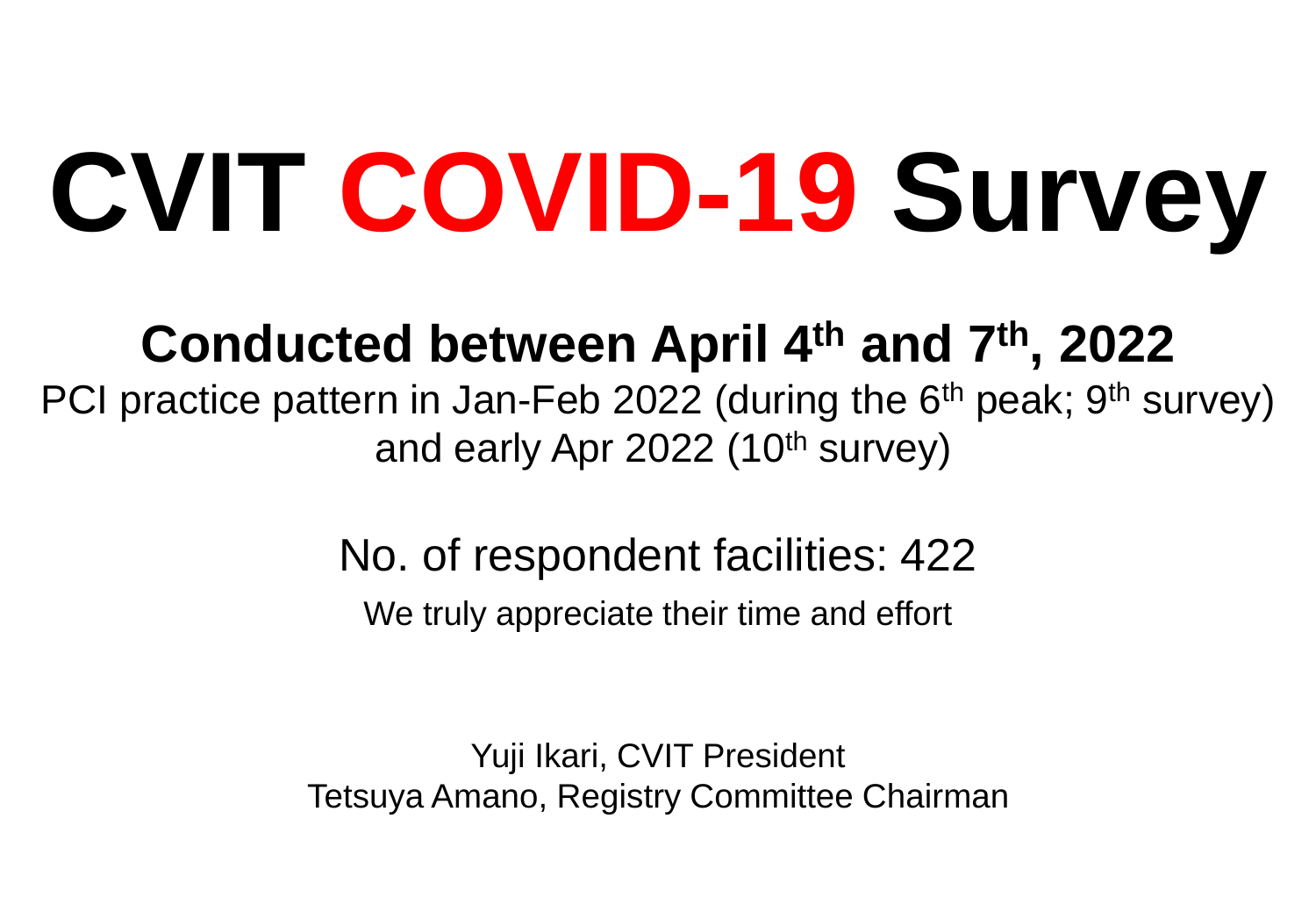# CVIT COVID-19 Survey

## Conducted between April 4th and 7th, 2022

PCI practice pattern in Jan-Feb 2022 (during the 6th peak; 9th survey) and early Apr 2022 (10th survey)

No. of respondent facilities: 422

We truly appreciate their time and effort

Yuji Ikari, CVIT President
Tetsuya Amano, Registry Committee Chairman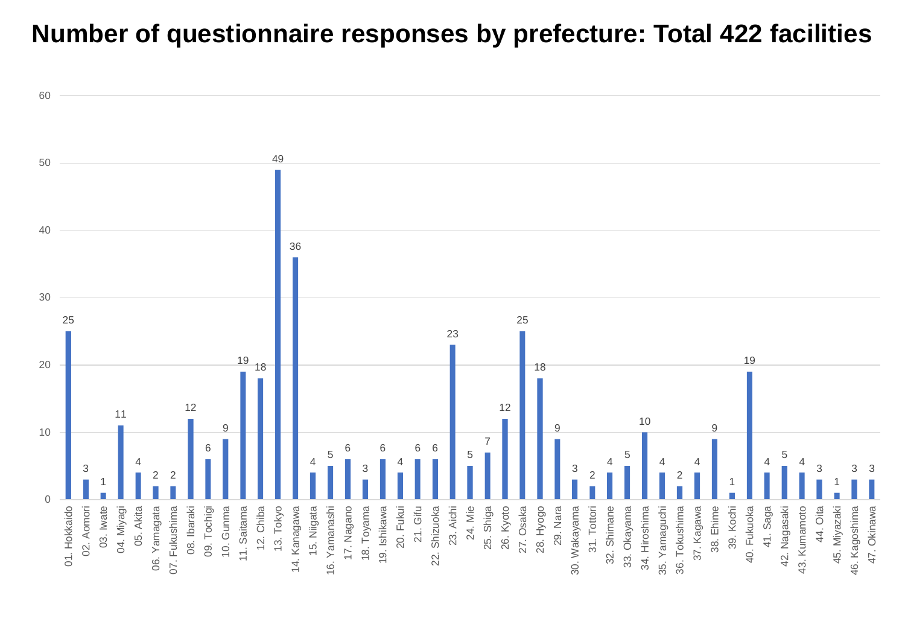# Number of questionnaire responses by prefecture: Total 422 facilities

| Prefecture | Responses |
|---|---|
| 01. Hokkaido | 25 |
| 02. Aomori | 3 |
| 03. Iwate | 1 |
| 04. Miyagi | 11 |
| 05. Akita | 4 |
| 06. Yamagata | 2 |
| 07. Fukushima | 2 |
| 08. Ibaraki | 12 |
| 09. Tochigi | 6 |
| 10. Gunma | 9 |
| 11. Saitama | 19 |
| 12. Chiba | 18 |
| 13. Tokyo | 49 |
| 14. Kanagawa | 36 |
| 15. Niigata | 4 |
| 16. Yamanashi | 5 |
| 17. Nagano | 6 |
| 18. Toyama | 3 |
| 19. Ishikawa | 6 |
| 20. Fukui | 4 |
| 21. Gifu | 6 |
| 22. Shizuoka | 6 |
| 23. Aichi | 23 |
| 24. Mie | 5 |
| 25. Shiga | 7 |
| 26. Kyoto | 12 |
| 27. Osaka | 25 |
| 28. Hyogo | 18 |
| 29. Nara | 9 |
| 30. Wakayama | 3 |
| 31. Tottori | 2 |
| 32. Shimane | 4 |
| 33. Okayama | 5 |
| 34. Hiroshima | 10 |
| 35. Yamaguchi | 4 |
| 36. Tokushima | 2 |
| 37. Kagawa | 4 |
| 38. Ehime | 9 |
| 39. Kochi | 1 |
| 40. Fukuoka | 19 |
| 41. Saga | 4 |
| 42. Nagasaki | 5 |
| 43. Kumamoto | 4 |
| 44. Oita | 3 |
| 45. Miyazaki | 1 |
| 46. Kagoshima | 3 |
| 47. Okinawa | 3 |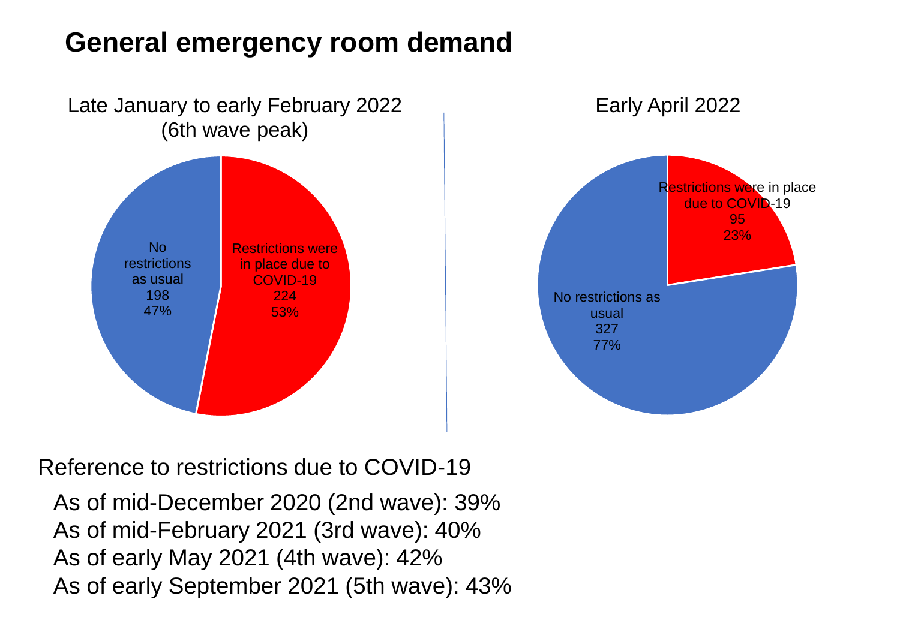# General emergency room demand

Late January to early February 2022 (6th wave peak)

| Category | Count | Percentage |
| --- | --- | --- |
| No restrictions as usual | 198 | 47% |
| Restrictions were in place due to COVID-19 | 224 | 53% |

Early April 2022

| Category | Count | Percentage |
| --- | --- | --- |
| Restrictions were in place due to COVID-19 | 95 | 23% |
| No restrictions as usual | 327 | 77% |

Reference to restrictions due to COVID-19

- As of mid-December 2020 (2nd wave): 39%
- As of mid-February 2021 (3rd wave): 40%
- As of early May 2021 (4th wave): 42%
- As of early September 2021 (5th wave): 43%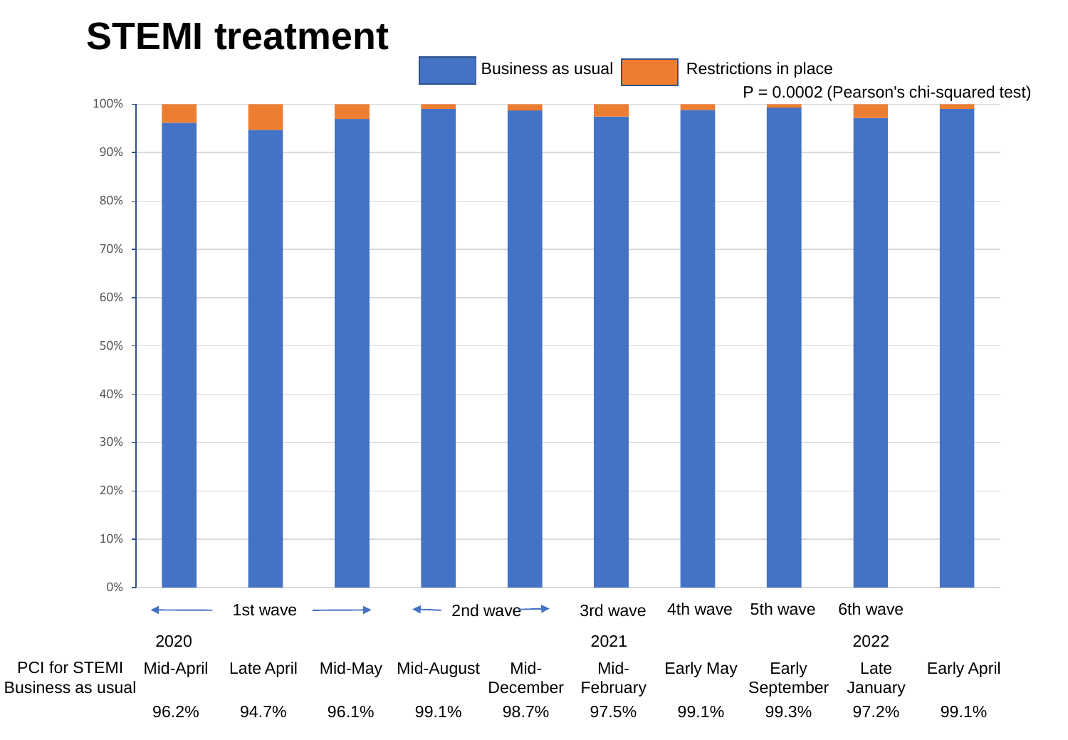# STEMI treatment

Business as usual | Restrictions in place

P = 0.0002 (Pearson's chi-squared test)

| | ← 1st wave → | | | ← 2nd wave → | | 3rd wave | 4th wave | 5th wave | 6th wave | |
|---|---|---|---|---|---|---|---|---|---|---|
| | 2020 | | | | | 2021 | | | 2022 | |
| PCI for STEMI Business as usual | Mid-April | Late April | Mid-May | Mid-August | Mid-December | Mid-February | Early May | Early September | Late January | Early April |
| | 96.2% | 94.7% | 96.1% | 99.1% | 98.7% | 97.5% | 99.1% | 99.3% | 97.2% | 99.1% |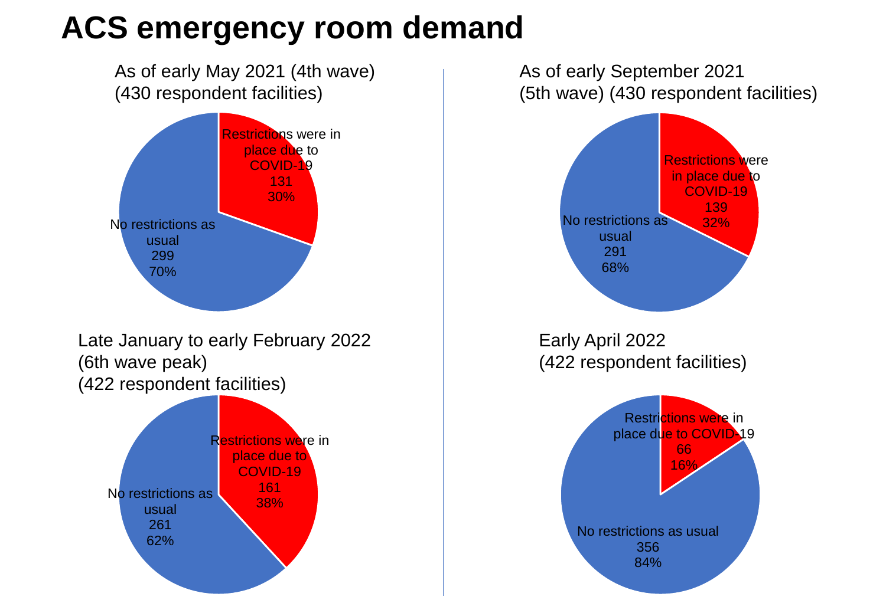# ACS emergency room demand

As of early May 2021 (4th wave)
(430 respondent facilities)

Restrictions were in place due to COVID-19
131
30%

No restrictions as usual
299
70%

As of early September 2021
(5th wave) (430 respondent facilities)

Restrictions were in place due to COVID-19
139
32%

No restrictions as usual
291
68%

Late January to early February 2022
(6th wave peak)
(422 respondent facilities)

Restrictions were in place due to COVID-19
161
38%

No restrictions as usual
261
62%

Early April 2022
(422 respondent facilities)

Restrictions were in place due to COVID-19
66
16%

No restrictions as usual
356
84%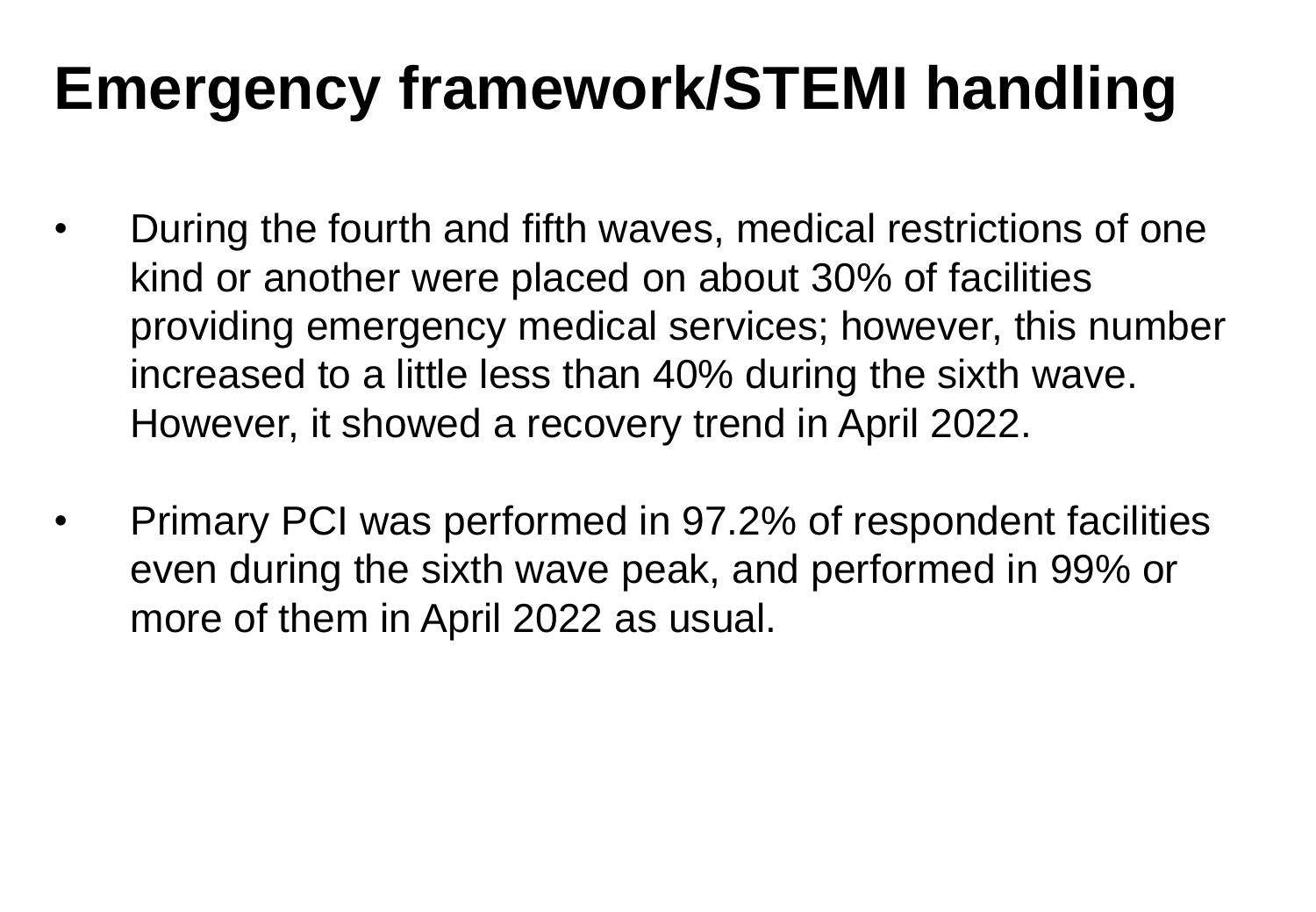# Emergency framework/STEMI handling

- During the fourth and fifth waves, medical restrictions of one kind or another were placed on about 30% of facilities providing emergency medical services; however, this number increased to a little less than 40% during the sixth wave. However, it showed a recovery trend in April 2022.

- Primary PCI was performed in 97.2% of respondent facilities even during the sixth wave peak, and performed in 99% or more of them in April 2022 as usual.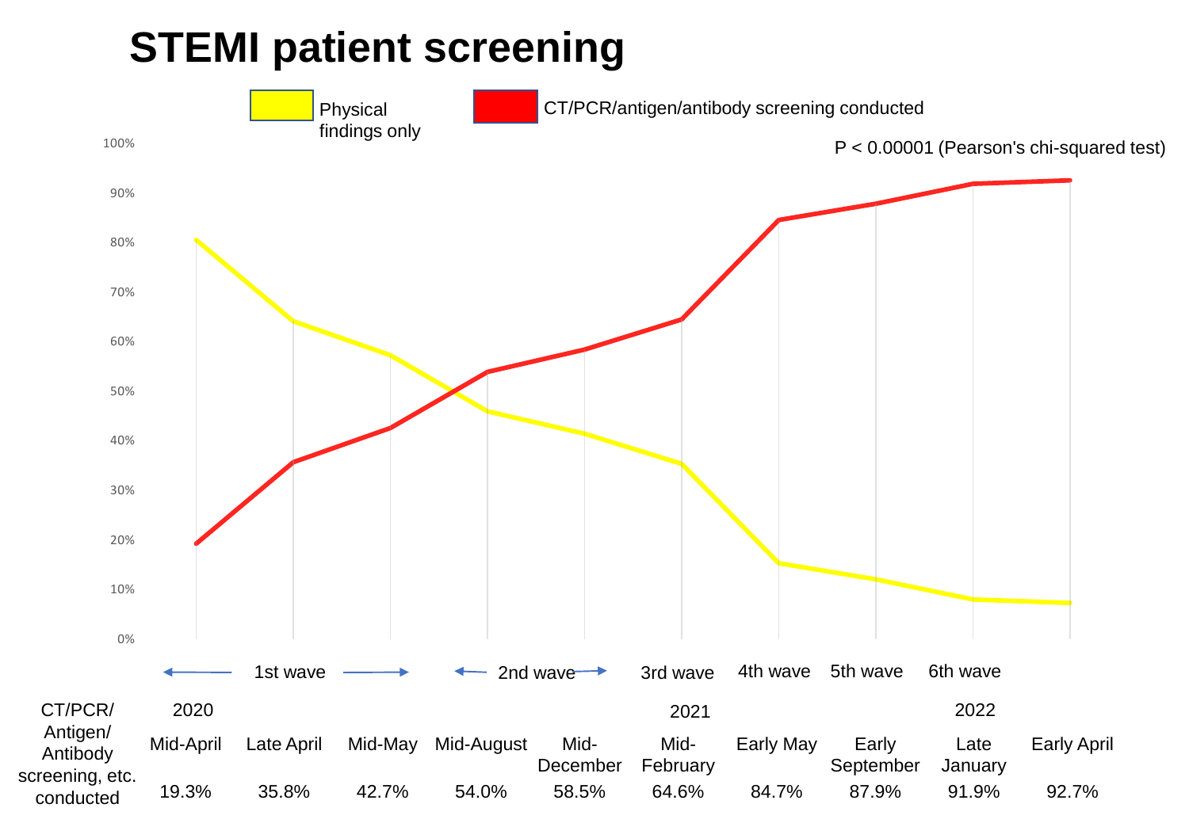# STEMI patient screening

Physical findings only | CT/PCR/antigen/antibody screening conducted

P < 0.00001 (Pearson's chi-squared test)

100%
90%
80%
70%
60%
50%
40%
30%
20%
10%
0%

1st wave | 2nd wave | 3rd wave | 4th wave | 5th wave | 6th wave

| CT/PCR/ Antigen/ Antibody screening, etc. conducted | 2020 Mid-April | Late April | Mid-May | Mid-August | Mid-December | 2021 Mid-February | Early May | Early September | 2022 Late January | Early April |
|---|---|---|---|---|---|---|---|---|---|---|
| | 19.3% | 35.8% | 42.7% | 54.0% | 58.5% | 64.6% | 84.7% | 87.9% | 91.9% | 92.7% |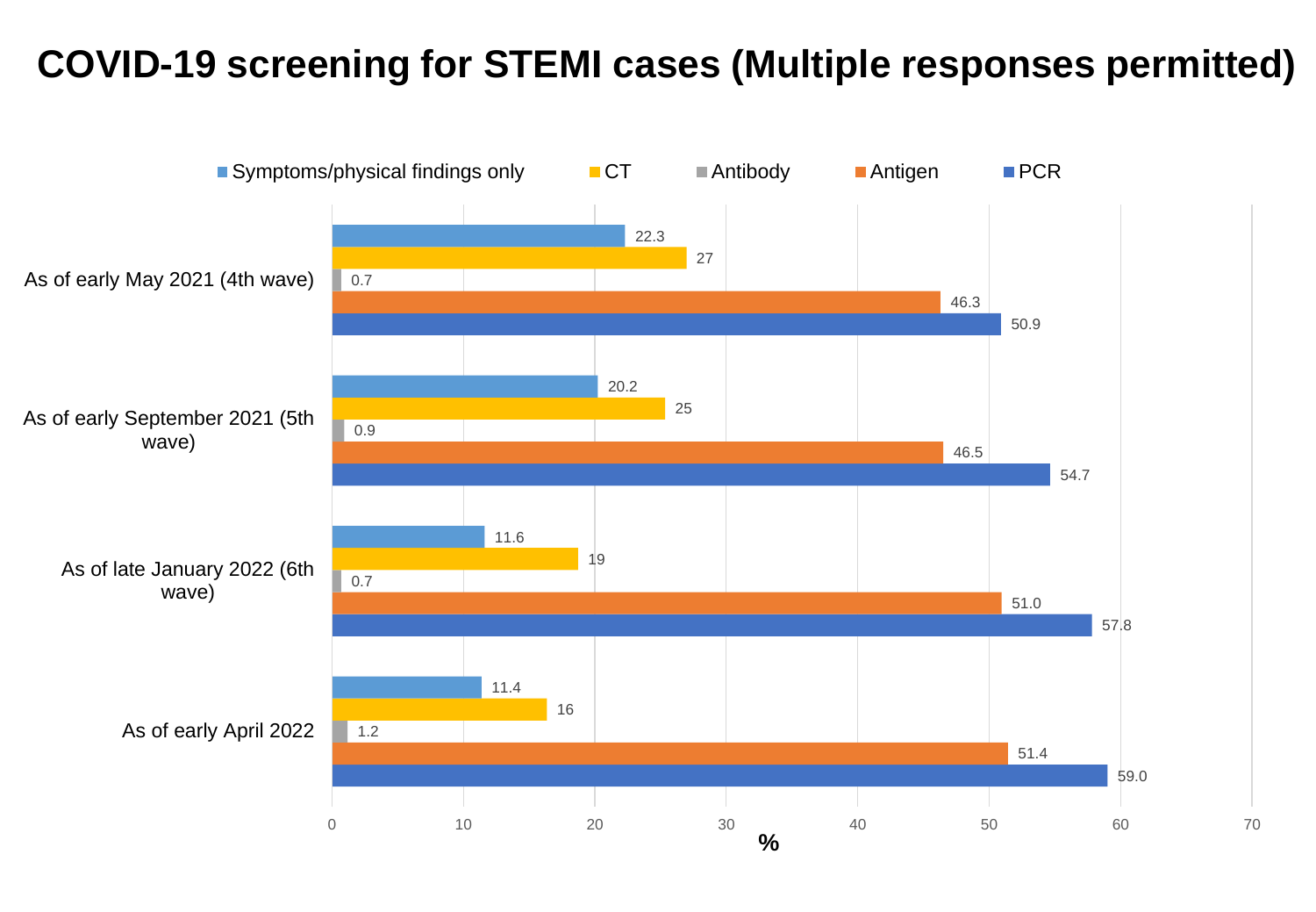# COVID-19 screening for STEMI cases (Multiple responses permitted)

| | Symptoms/physical findings only | CT | Antibody | Antigen | PCR |
|---|---|---|---|---|---|
| As of early May 2021 (4th wave) | 22.3 | 27 | 0.7 | 46.3 | 50.9 |
| As of early September 2021 (5th wave) | 20.2 | 25 | 0.9 | 46.5 | 54.7 |
| As of late January 2022 (6th wave) | 11.6 | 19 | 0.7 | 51.0 | 57.8 |
| As of early April 2022 | 11.4 | 16 | 1.2 | 51.4 | 59.0 |

%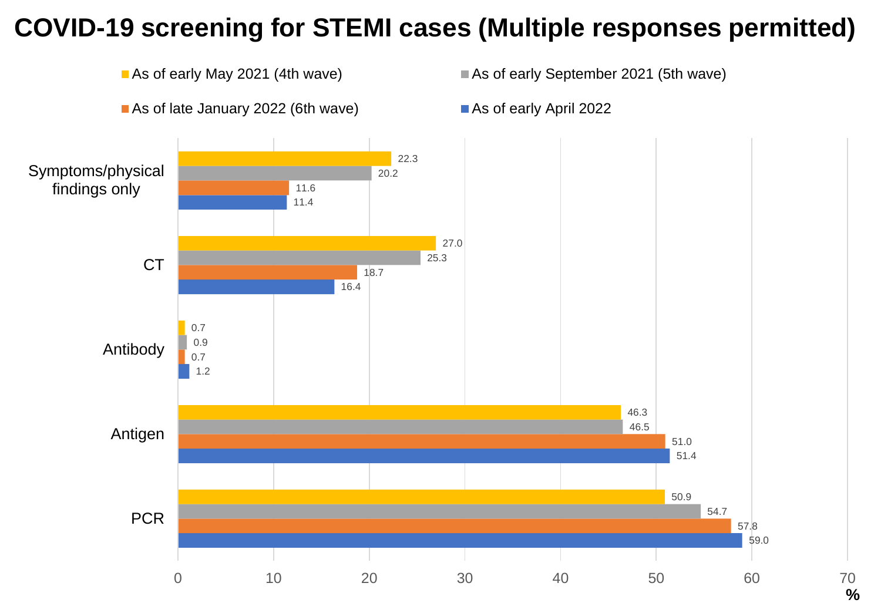# COVID-19 screening for STEMI cases (Multiple responses permitted)

| | As of early May 2021 (4th wave) | As of early September 2021 (5th wave) | As of late January 2022 (6th wave) | As of early April 2022 |
|---|---|---|---|---|
| Symptoms/physical findings only | 22.3 | 20.2 | 11.6 | 11.4 |
| CT | 27.0 | 25.3 | 18.7 | 16.4 |
| Antibody | 0.7 | 0.9 | 0.7 | 1.2 |
| Antigen | 46.3 | 46.5 | 51.0 | 51.4 |
| PCR | 50.9 | 54.7 | 57.8 | 59.0 |

%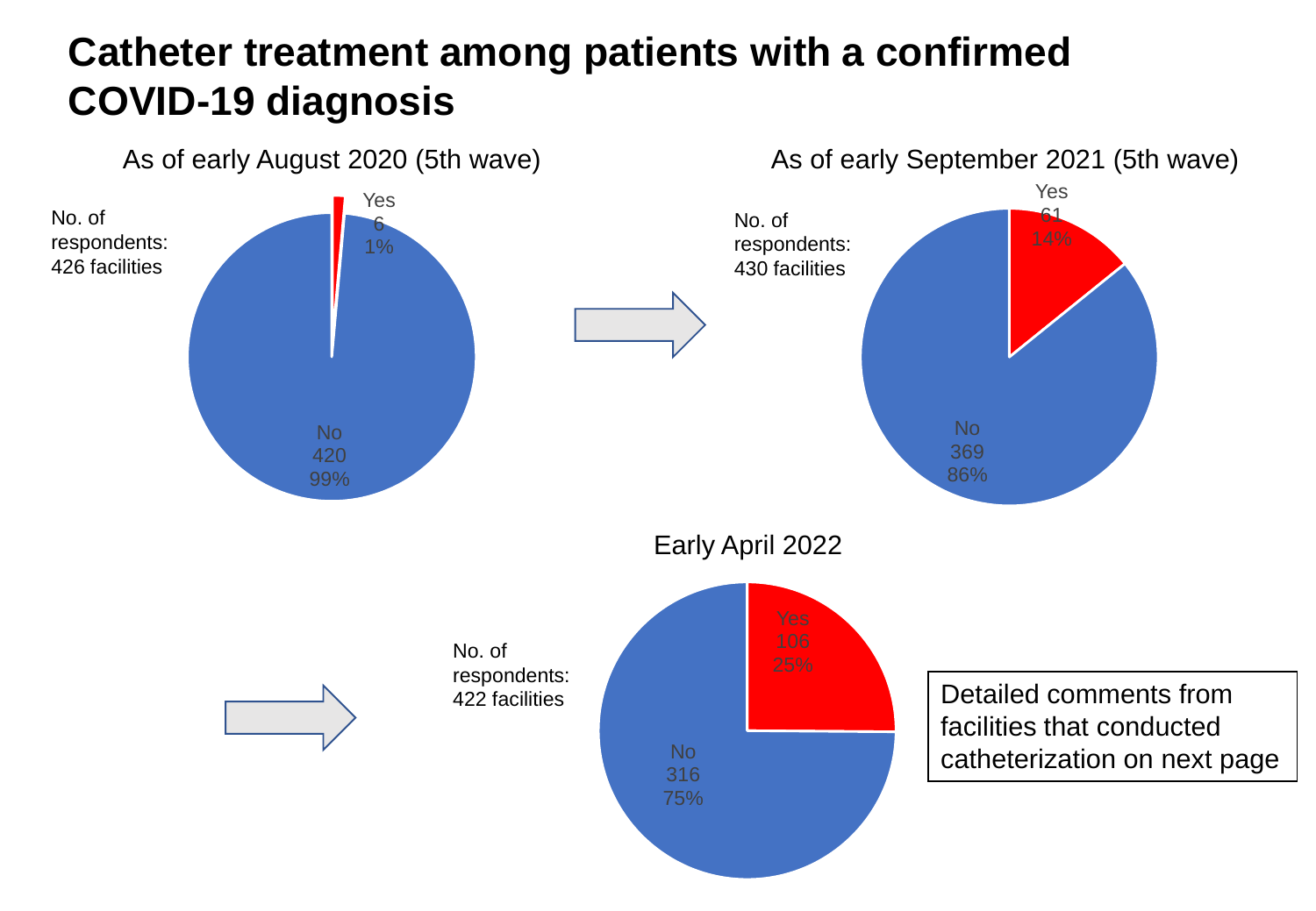# Catheter treatment among patients with a confirmed COVID-19 diagnosis

As of early August 2020 (5th wave)

No. of respondents: 426 facilities

Yes 6 1%

No 420 99%

As of early September 2021 (5th wave)

No. of respondents: 430 facilities

Yes 61 14%

No 369 86%

Early April 2022

No. of respondents: 422 facilities

Yes 106 25%

No 316 75%

Detailed comments from facilities that conducted catheterization on next page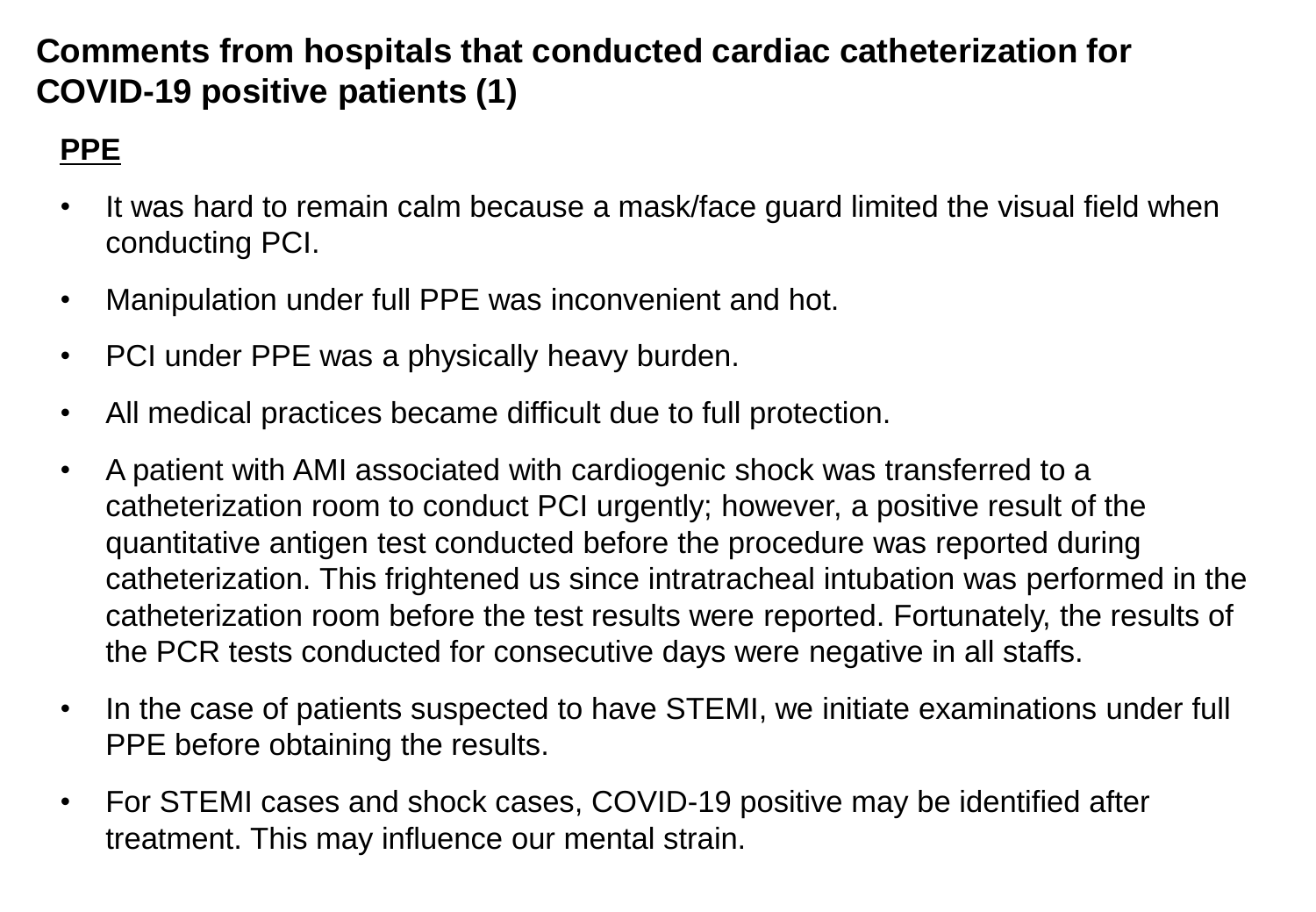# Comments from hospitals that conducted cardiac catheterization for COVID-19 positive patients (1)

**PPE**

- It was hard to remain calm because a mask/face guard limited the visual field when conducting PCI.
- Manipulation under full PPE was inconvenient and hot.
- PCI under PPE was a physically heavy burden.
- All medical practices became difficult due to full protection.
- A patient with AMI associated with cardiogenic shock was transferred to a catheterization room to conduct PCI urgently; however, a positive result of the quantitative antigen test conducted before the procedure was reported during catheterization. This frightened us since intratracheal intubation was performed in the catheterization room before the test results were reported. Fortunately, the results of the PCR tests conducted for consecutive days were negative in all staffs.
- In the case of patients suspected to have STEMI, we initiate examinations under full PPE before obtaining the results.
- For STEMI cases and shock cases, COVID-19 positive may be identified after treatment. This may influence our mental strain.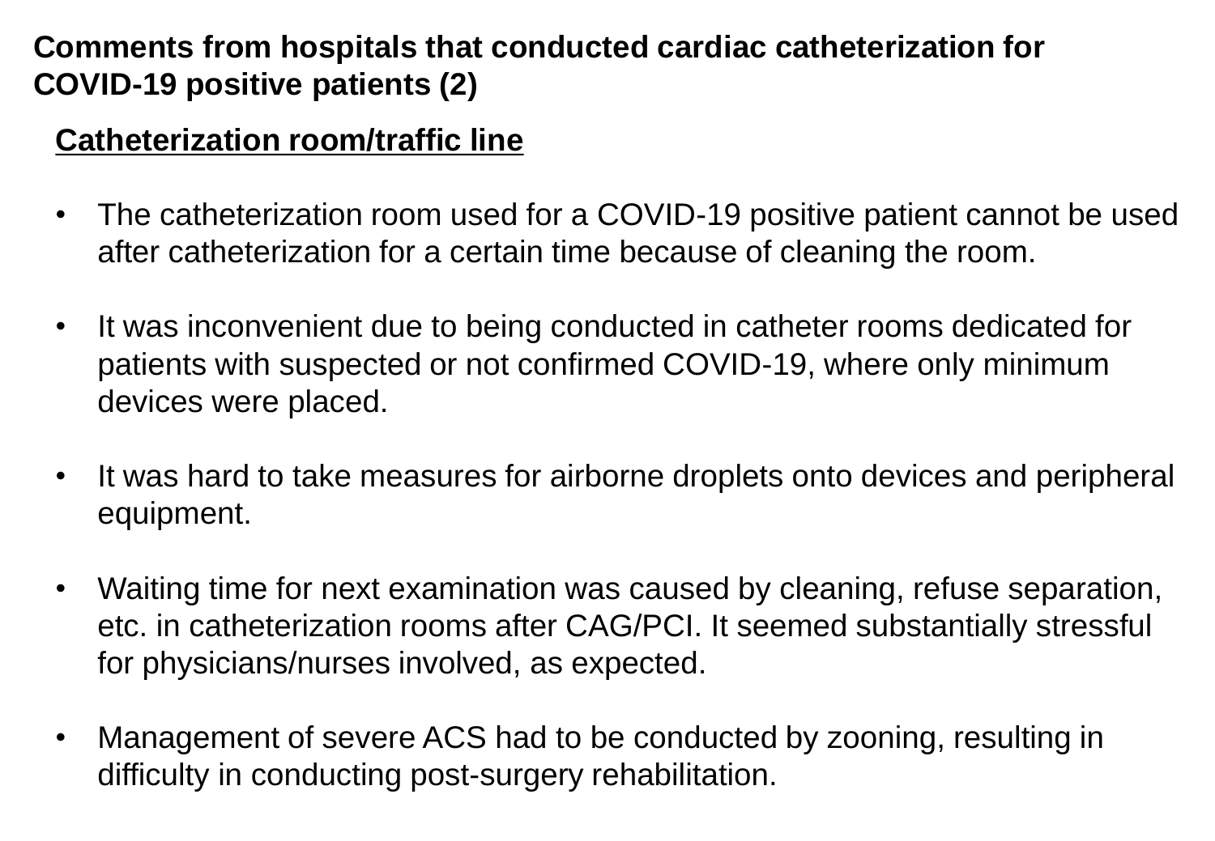## Comments from hospitals that conducted cardiac catheterization for COVID-19 positive patients (2)

**Catheterization room/traffic line**

- The catheterization room used for a COVID-19 positive patient cannot be used after catheterization for a certain time because of cleaning the room.
- It was inconvenient due to being conducted in catheter rooms dedicated for patients with suspected or not confirmed COVID-19, where only minimum devices were placed.
- It was hard to take measures for airborne droplets onto devices and peripheral equipment.
- Waiting time for next examination was caused by cleaning, refuse separation, etc. in catheterization rooms after CAG/PCI. It seemed substantially stressful for physicians/nurses involved, as expected.
- Management of severe ACS had to be conducted by zooning, resulting in difficulty in conducting post-surgery rehabilitation.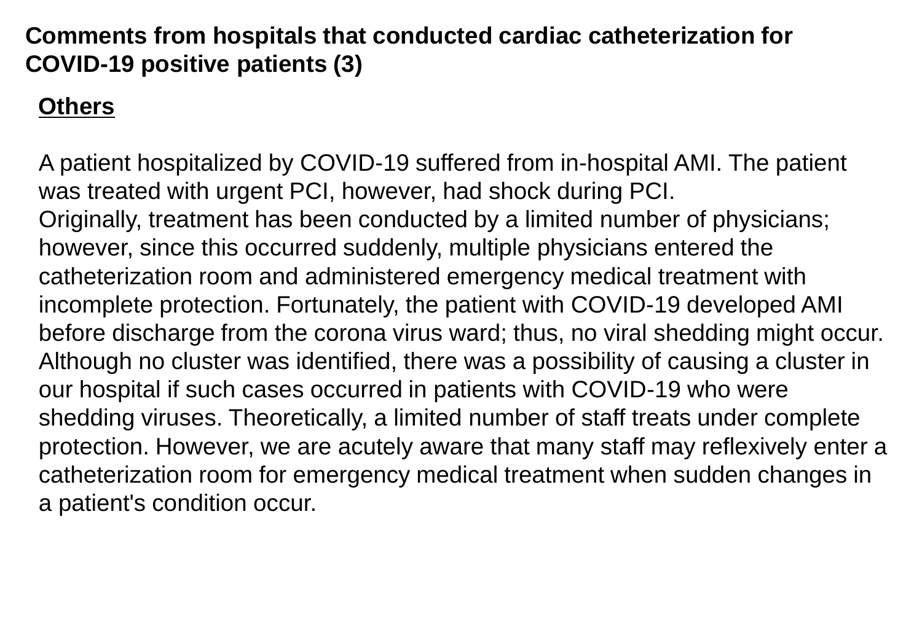## Comments from hospitals that conducted cardiac catheterization for COVID-19 positive patients (3)

**Others**

A patient hospitalized by COVID-19 suffered from in-hospital AMI. The patient was treated with urgent PCI, however, had shock during PCI.
Originally, treatment has been conducted by a limited number of physicians; however, since this occurred suddenly, multiple physicians entered the catheterization room and administered emergency medical treatment with incomplete protection. Fortunately, the patient with COVID-19 developed AMI before discharge from the corona virus ward; thus, no viral shedding might occur. Although no cluster was identified, there was a possibility of causing a cluster in our hospital if such cases occurred in patients with COVID-19 who were shedding viruses. Theoretically, a limited number of staff treats under complete protection. However, we are acutely aware that many staff may reflexively enter a catheterization room for emergency medical treatment when sudden changes in a patient's condition occur.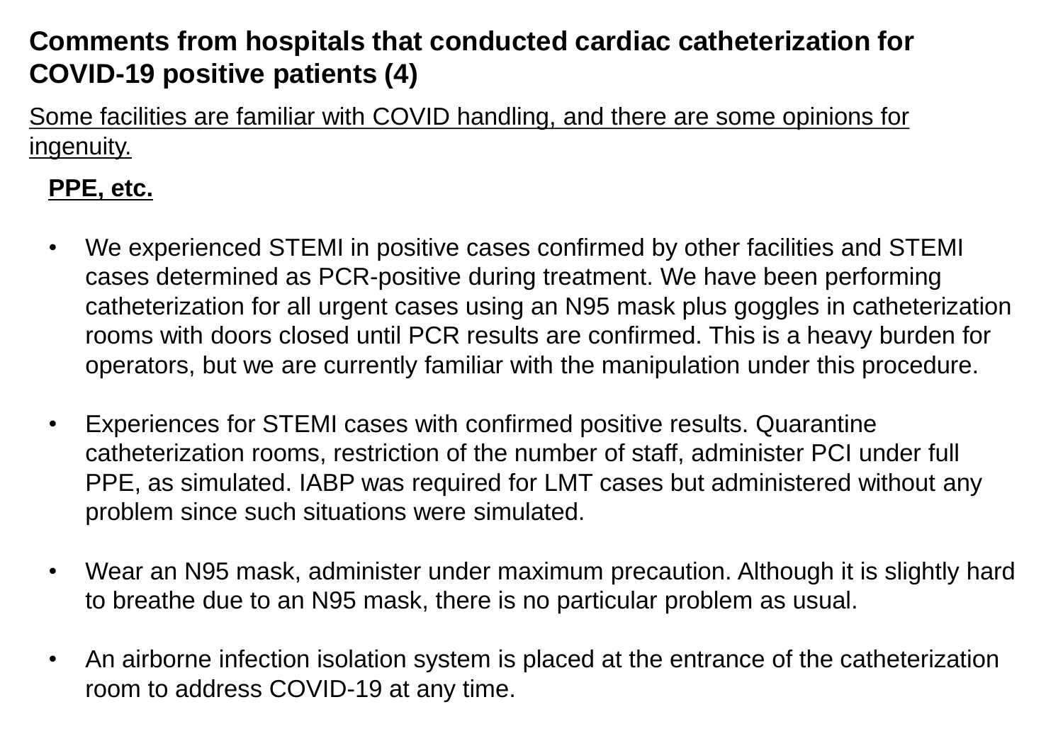## Comments from hospitals that conducted cardiac catheterization for COVID-19 positive patients (4)

Some facilities are familiar with COVID handling, and there are some opinions for ingenuity.

**PPE, etc.**

- We experienced STEMI in positive cases confirmed by other facilities and STEMI cases determined as PCR-positive during treatment. We have been performing catheterization for all urgent cases using an N95 mask plus goggles in catheterization rooms with doors closed until PCR results are confirmed. This is a heavy burden for operators, but we are currently familiar with the manipulation under this procedure.

- Experiences for STEMI cases with confirmed positive results. Quarantine catheterization rooms, restriction of the number of staff, administer PCI under full PPE, as simulated. IABP was required for LMT cases but administered without any problem since such situations were simulated.

- Wear an N95 mask, administer under maximum precaution. Although it is slightly hard to breathe due to an N95 mask, there is no particular problem as usual.

- An airborne infection isolation system is placed at the entrance of the catheterization room to address COVID-19 at any time.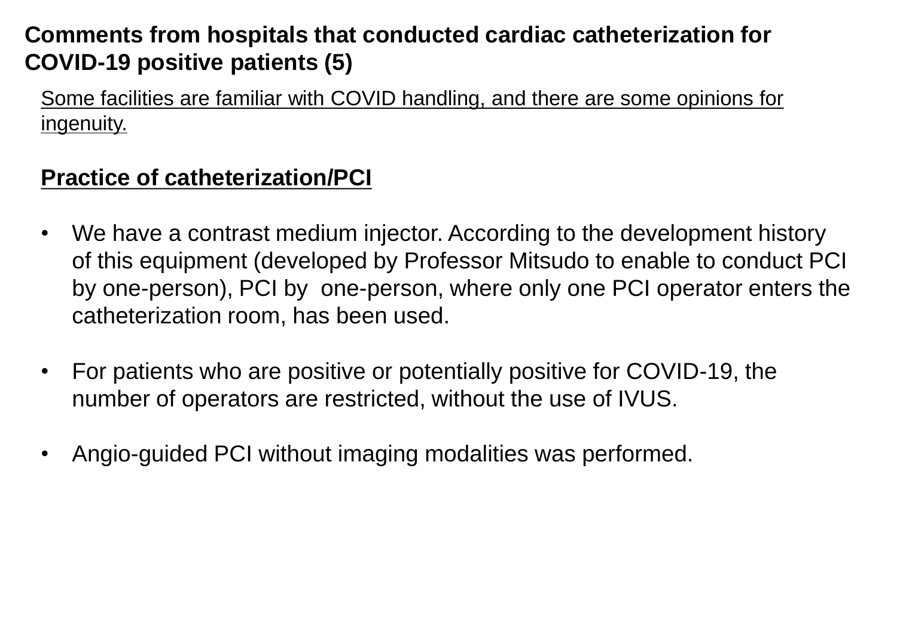# Comments from hospitals that conducted cardiac catheterization for COVID-19 positive patients (5)

Some facilities are familiar with COVID handling, and there are some opinions for ingenuity.

**Practice of catheterization/PCI**

- We have a contrast medium injector. According to the development history of this equipment (developed by Professor Mitsudo to enable to conduct PCI by one-person), PCI by one-person, where only one PCI operator enters the catheterization room, has been used.

- For patients who are positive or potentially positive for COVID-19, the number of operators are restricted, without the use of IVUS.

- Angio-guided PCI without imaging modalities was performed.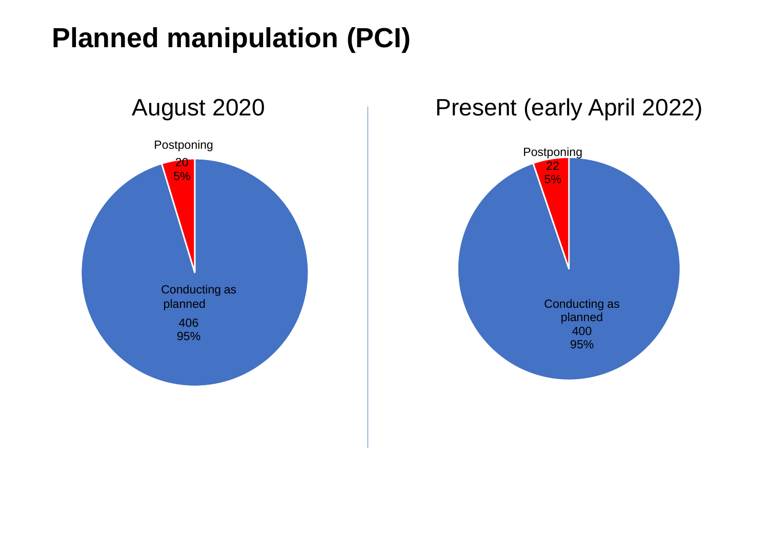# Planned manipulation (PCI)

## August 2020

- Postponing: 20 (5%)
- Conducting as planned: 406 (95%)

## Present (early April 2022)

- Postponing: 22 (5%)
- Conducting as planned: 400 (95%)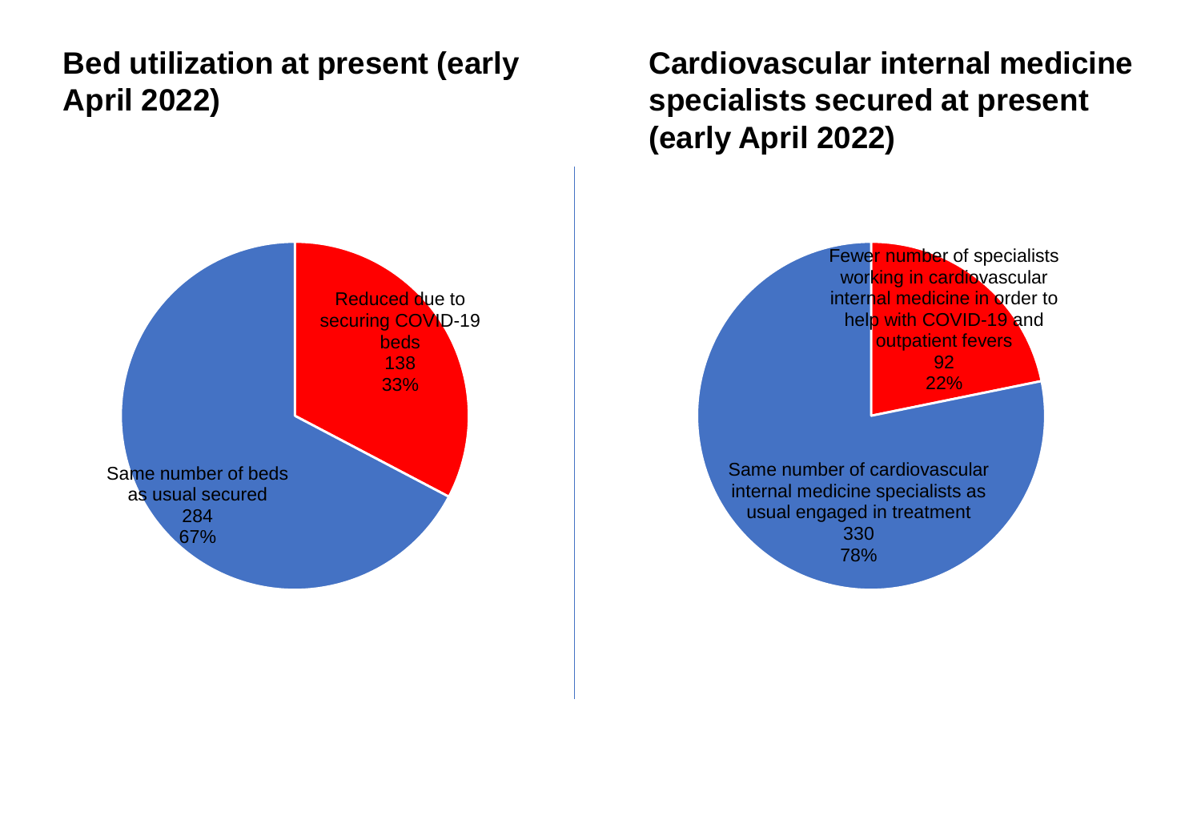## Bed utilization at present (early April 2022)

- Reduced due to securing COVID-19 beds: 138 (33%)
- Same number of beds as usual secured: 284 (67%)

## Cardiovascular internal medicine specialists secured at present (early April 2022)

- Fewer number of specialists working in cardiovascular internal medicine in order to help with COVID-19 and outpatient fevers: 92 (22%)
- Same number of cardiovascular internal medicine specialists as usual engaged in treatment: 330 (78%)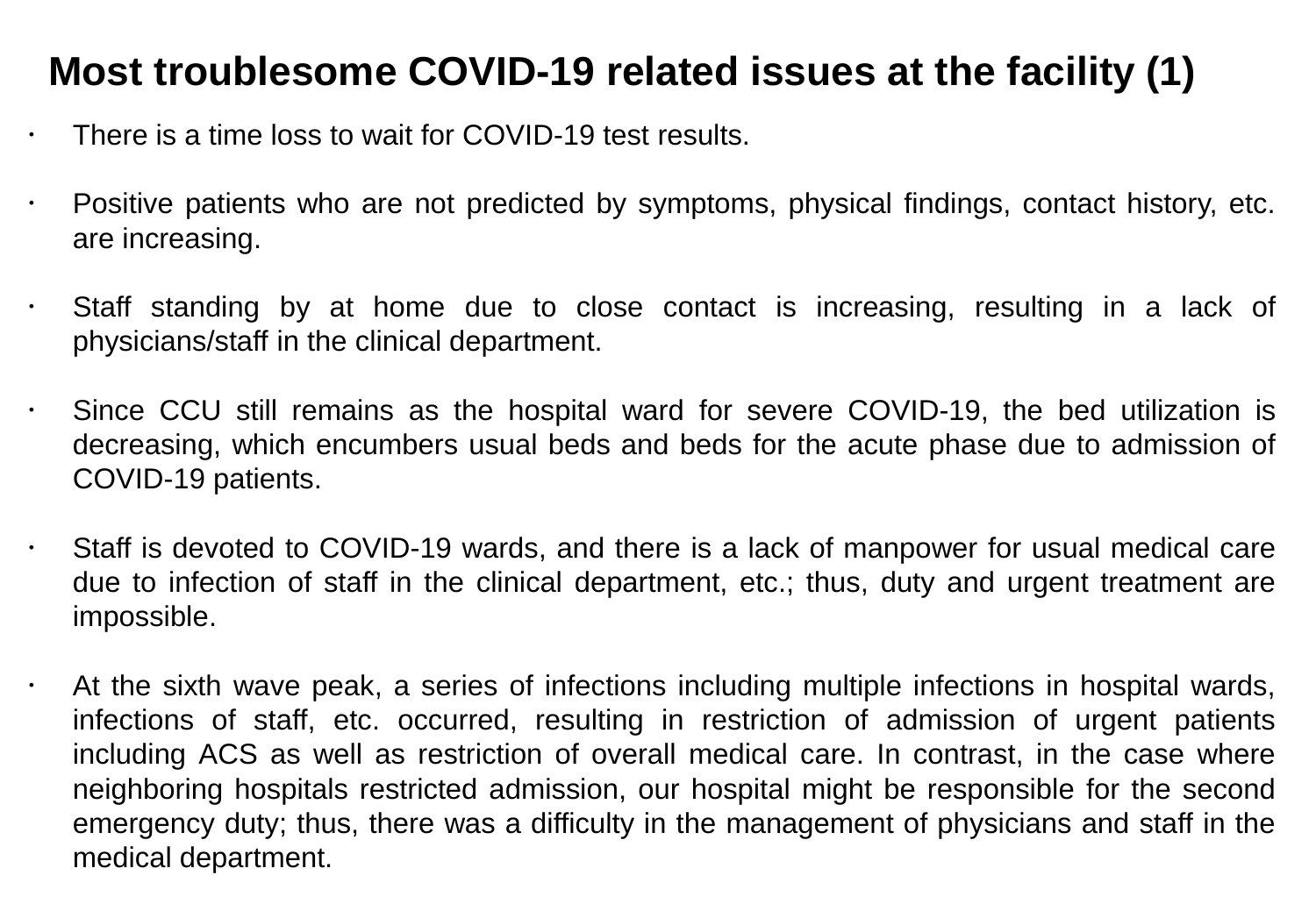# Most troublesome COVID-19 related issues at the facility (1)

- There is a time loss to wait for COVID-19 test results.

- Positive patients who are not predicted by symptoms, physical findings, contact history, etc. are increasing.

- Staff standing by at home due to close contact is increasing, resulting in a lack of physicians/staff in the clinical department.

- Since CCU still remains as the hospital ward for severe COVID-19, the bed utilization is decreasing, which encumbers usual beds and beds for the acute phase due to admission of COVID-19 patients.

- Staff is devoted to COVID-19 wards, and there is a lack of manpower for usual medical care due to infection of staff in the clinical department, etc.; thus, duty and urgent treatment are impossible.

- At the sixth wave peak, a series of infections including multiple infections in hospital wards, infections of staff, etc. occurred, resulting in restriction of admission of urgent patients including ACS as well as restriction of overall medical care. In contrast, in the case where neighboring hospitals restricted admission, our hospital might be responsible for the second emergency duty; thus, there was a difficulty in the management of physicians and staff in the medical department.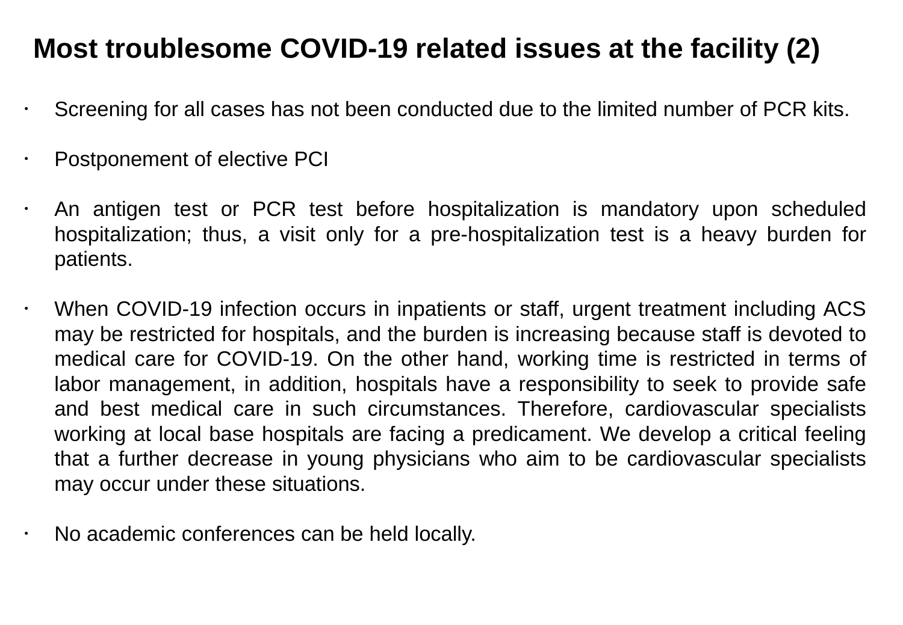# Most troublesome COVID-19 related issues at the facility (2)

- Screening for all cases has not been conducted due to the limited number of PCR kits.
- Postponement of elective PCI
- An antigen test or PCR test before hospitalization is mandatory upon scheduled hospitalization; thus, a visit only for a pre-hospitalization test is a heavy burden for patients.
- When COVID-19 infection occurs in inpatients or staff, urgent treatment including ACS may be restricted for hospitals, and the burden is increasing because staff is devoted to medical care for COVID-19. On the other hand, working time is restricted in terms of labor management, in addition, hospitals have a responsibility to seek to provide safe and best medical care in such circumstances. Therefore, cardiovascular specialists working at local base hospitals are facing a predicament. We develop a critical feeling that a further decrease in young physicians who aim to be cardiovascular specialists may occur under these situations.
- No academic conferences can be held locally.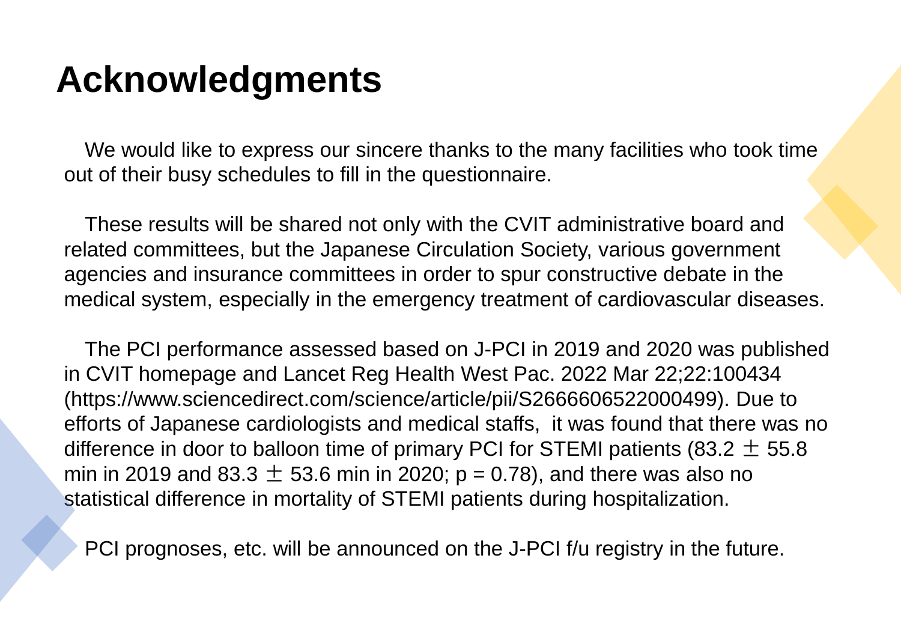# Acknowledgments

We would like to express our sincere thanks to the many facilities who took time out of their busy schedules to fill in the questionnaire.

These results will be shared not only with the CVIT administrative board and related committees, but the Japanese Circulation Society, various government agencies and insurance committees in order to spur constructive debate in the medical system, especially in the emergency treatment of cardiovascular diseases.

The PCI performance assessed based on J-PCI in 2019 and 2020 was published in CVIT homepage and Lancet Reg Health West Pac. 2022 Mar 22;22:100434 (https://www.sciencedirect.com/science/article/pii/S2666606522000499). Due to efforts of Japanese cardiologists and medical staffs, it was found that there was no difference in door to balloon time of primary PCI for STEMI patients (83.2 $\pm$ 55.8 min in 2019 and 83.3 $\pm$ 53.6 min in 2020; $p = 0.78$), and there was also no statistical difference in mortality of STEMI patients during hospitalization.

PCI prognoses, etc. will be announced on the J-PCI f/u registry in the future.